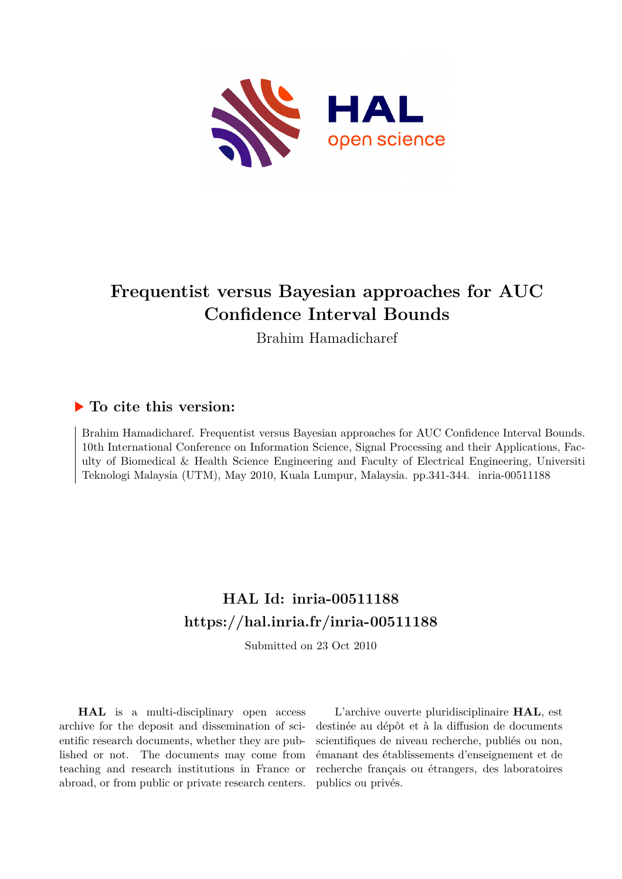# Frequentist versus Bayesian approaches for AUC Confidence Interval Bounds

Brahim Hamadicharef

## ▶ To cite this version:

Brahim Hamadicharef. Frequentist versus Bayesian approaches for AUC Confidence Interval Bounds. 10th International Conference on Information Science, Signal Processing and their Applications, Faculty of Biomedical & Health Science Engineering and Faculty of Electrical Engineering, Universiti Teknologi Malaysia (UTM), May 2010, Kuala Lumpur, Malaysia. pp.341-344. inria-00511188

## HAL Id: inria-00511188

## https://hal.inria.fr/inria-00511188

Submitted on 23 Oct 2010

**HAL** is a multi-disciplinary open access archive for the deposit and dissemination of scientific research documents, whether they are published or not. The documents may come from teaching and research institutions in France or abroad, or from public or private research centers.

L'archive ouverte pluridisciplinaire **HAL**, est destinée au dépôt et à la diffusion de documents scientifiques de niveau recherche, publiés ou non, émanant des établissements d'enseignement et de recherche français ou étrangers, des laboratoires publics ou privés.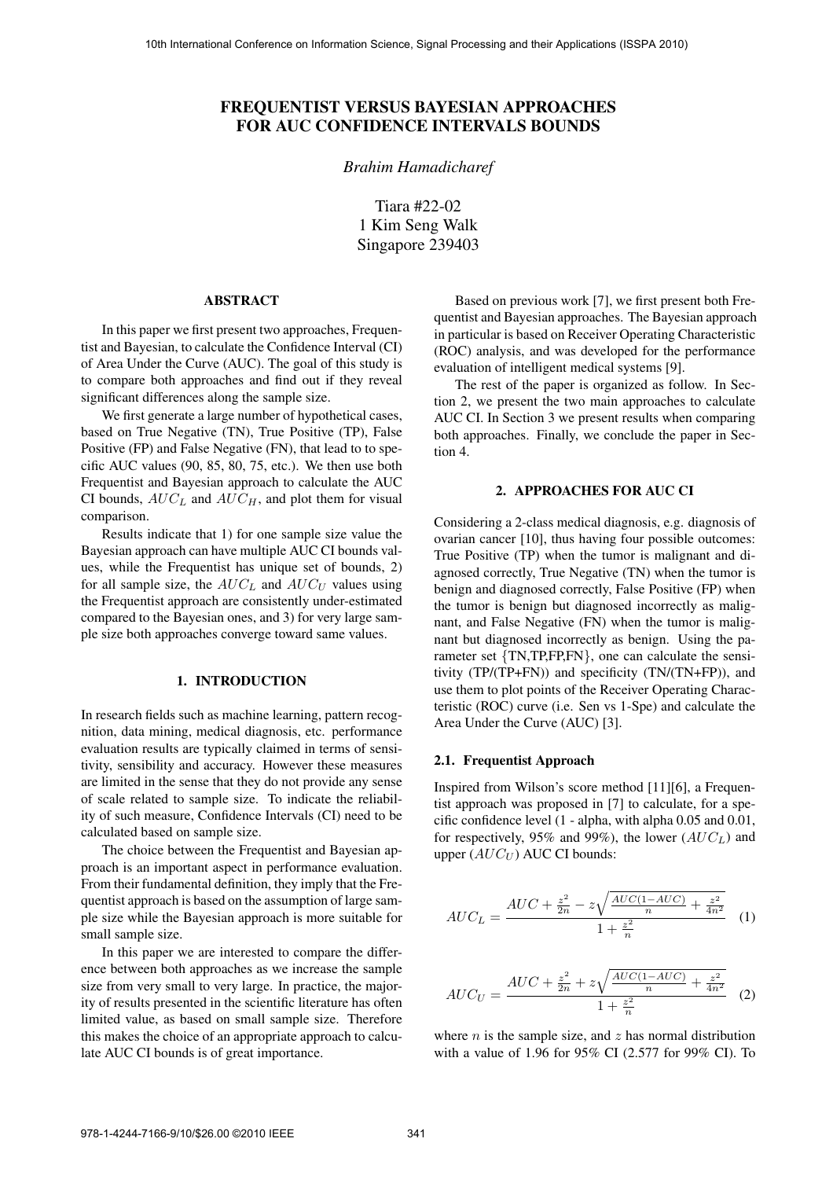# FREQUENTIST VERSUS BAYESIAN APPROACHES FOR AUC CONFIDENCE INTERVALS BOUNDS

*Brahim Hamadicharef*

Tiara #22-02
1 Kim Seng Walk
Singapore 239403

## ABSTRACT

In this paper we first present two approaches, Frequentist and Bayesian, to calculate the Confidence Interval (CI) of Area Under the Curve (AUC). The goal of this study is to compare both approaches and find out if they reveal significant differences along the sample size.

We first generate a large number of hypothetical cases, based on True Negative (TN), True Positive (TP), False Positive (FP) and False Negative (FN), that lead to to specific AUC values (90, 85, 80, 75, etc.). We then use both Frequentist and Bayesian approach to calculate the AUC CI bounds, $AUC_L$ and $AUC_H$, and plot them for visual comparison.

Results indicate that 1) for one sample size value the Bayesian approach can have multiple AUC CI bounds values, while the Frequentist has unique set of bounds, 2) for all sample size, the $AUC_L$ and $AUC_U$ values using the Frequentist approach are consistently under-estimated compared to the Bayesian ones, and 3) for very large sample size both approaches converge toward same values.

## 1. INTRODUCTION

In research fields such as machine learning, pattern recognition, data mining, medical diagnosis, etc. performance evaluation results are typically claimed in terms of sensitivity, sensibility and accuracy. However these measures are limited in the sense that they do not provide any sense of scale related to sample size. To indicate the reliability of such measure, Confidence Intervals (CI) need to be calculated based on sample size.

The choice between the Frequentist and Bayesian approach is an important aspect in performance evaluation. From their fundamental definition, they imply that the Frequentist approach is based on the assumption of large sample size while the Bayesian approach is more suitable for small sample size.

In this paper we are interested to compare the difference between both approaches as we increase the sample size from very small to very large. In practice, the majority of results presented in the scientific literature has often limited value, as based on small sample size. Therefore this makes the choice of an appropriate approach to calculate AUC CI bounds is of great importance.

Based on previous work [7], we first present both Frequentist and Bayesian approaches. The Bayesian approach in particular is based on Receiver Operating Characteristic (ROC) analysis, and was developed for the performance evaluation of intelligent medical systems [9].

The rest of the paper is organized as follow. In Section 2, we present the two main approaches to calculate AUC CI. In Section 3 we present results when comparing both approaches. Finally, we conclude the paper in Section 4.

## 2. APPROACHES FOR AUC CI

Considering a 2-class medical diagnosis, e.g. diagnosis of ovarian cancer [10], thus having four possible outcomes: True Positive (TP) when the tumor is malignant and diagnosed correctly, True Negative (TN) when the tumor is benign and diagnosed correctly, False Positive (FP) when the tumor is benign but diagnosed incorrectly as malignant, and False Negative (FN) when the tumor is malignant but diagnosed incorrectly as benign. Using the parameter set {TN,TP,FP,FN}, one can calculate the sensitivity (TP/(TP+FN)) and specificity (TN/(TN+FP)), and use them to plot points of the Receiver Operating Characteristic (ROC) curve (i.e. Sen vs 1-Spe) and calculate the Area Under the Curve (AUC) [3].

### 2.1. Frequentist Approach

Inspired from Wilson's score method [11][6], a Frequentist approach was proposed in [7] to calculate, for a specific confidence level (1 - alpha, with alpha 0.05 and 0.01, for respectively, 95% and 99%), the lower ($AUC_L$) and upper ($AUC_U$) AUC CI bounds:

$$AUC_L = \frac{AUC + \frac{z^2}{2n} - z\sqrt{\frac{AUC(1-AUC)}{n} + \frac{z^2}{4n^2}}}{1 + \frac{z^2}{n}} \quad (1)$$

$$AUC_U = \frac{AUC + \frac{z^2}{2n} + z\sqrt{\frac{AUC(1-AUC)}{n} + \frac{z^2}{4n^2}}}{1 + \frac{z^2}{n}} \quad (2)$$

where $n$ is the sample size, and $z$ has normal distribution with a value of 1.96 for 95% CI (2.577 for 99% CI). To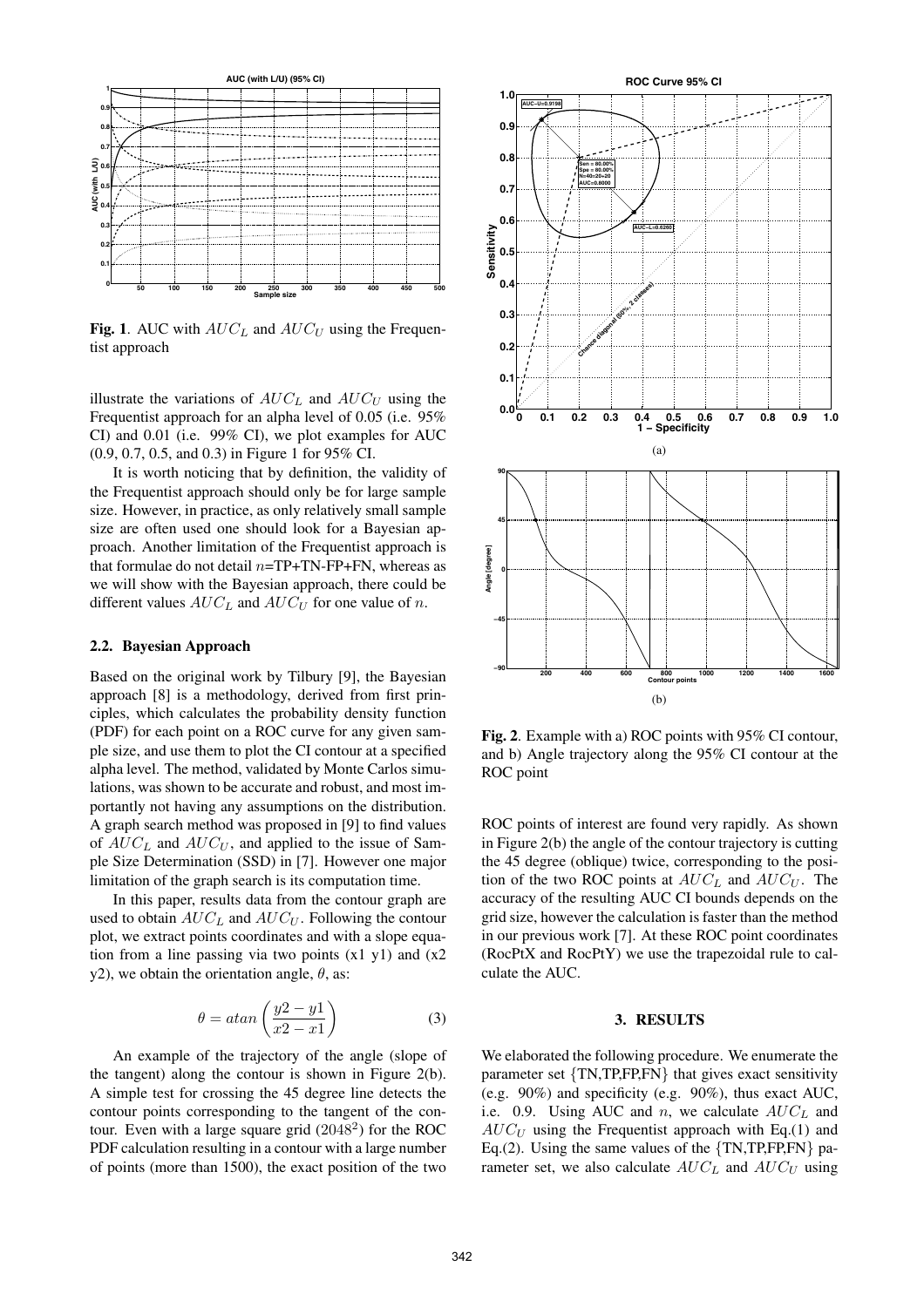**Fig. 1**. AUC with $AUC_L$ and $AUC_U$ using the Frequentist approach

illustrate the variations of $AUC_L$ and $AUC_U$ using the Frequentist approach for an alpha level of 0.05 (i.e. 95% CI) and 0.01 (i.e. 99% CI), we plot examples for AUC (0.9, 0.7, 0.5, and 0.3) in Figure 1 for 95% CI.

It is worth noticing that by definition, the validity of the Frequentist approach should only be for large sample size. However, in practice, as only relatively small sample size are often used one should look for a Bayesian approach. Another limitation of the Frequentist approach is that formulae do not detail $n$=TP+TN-FP+FN, whereas as we will show with the Bayesian approach, there could be different values $AUC_L$ and $AUC_U$ for one value of $n$.

### 2.2. Bayesian Approach

Based on the original work by Tilbury [9], the Bayesian approach [8] is a methodology, derived from first principles, which calculates the probability density function (PDF) for each point on a ROC curve for any given sample size, and use them to plot the CI contour at a specified alpha level. The method, validated by Monte Carlos simulations, was shown to be accurate and robust, and most importantly not having any assumptions on the distribution. A graph search method was proposed in [9] to find values of $AUC_L$ and $AUC_U$, and applied to the issue of Sample Size Determination (SSD) in [7]. However one major limitation of the graph search is its computation time.

In this paper, results data from the contour graph are used to obtain $AUC_L$ and $AUC_U$. Following the contour plot, we extract points coordinates and with a slope equation from a line passing via two points (x1 y1) and (x2 y2), we obtain the orientation angle, $\theta$, as:

$$\theta = atan\left(\frac{y2 - y1}{x2 - x1}\right) \tag{3}$$

An example of the trajectory of the angle (slope of the tangent) along the contour is shown in Figure 2(b). A simple test for crossing the 45 degree line detects the contour points corresponding to the tangent of the contour. Even with a large square grid ($2048^2$) for the ROC PDF calculation resulting in a contour with a large number of points (more than 1500), the exact position of the two

**Fig. 2**. Example with a) ROC points with 95% CI contour, and b) Angle trajectory along the 95% CI contour at the ROC point

ROC points of interest are found very rapidly. As shown in Figure 2(b) the angle of the contour trajectory is cutting the 45 degree (oblique) twice, corresponding to the position of the two ROC points at $AUC_L$ and $AUC_U$. The accuracy of the resulting AUC CI bounds depends on the grid size, however the calculation is faster than the method in our previous work [7]. At these ROC point coordinates (RocPtX and RocPtY) we use the trapezoidal rule to calculate the AUC.

## 3. RESULTS

We elaborated the following procedure. We enumerate the parameter set {TN,TP,FP,FN} that gives exact sensitivity (e.g. 90%) and specificity (e.g. 90%), thus exact AUC, i.e. 0.9. Using AUC and $n$, we calculate $AUC_L$ and $AUC_U$ using the Frequentist approach with Eq.(1) and Eq.(2). Using the same values of the {TN,TP,FP,FN} parameter set, we also calculate $AUC_L$ and $AUC_U$ using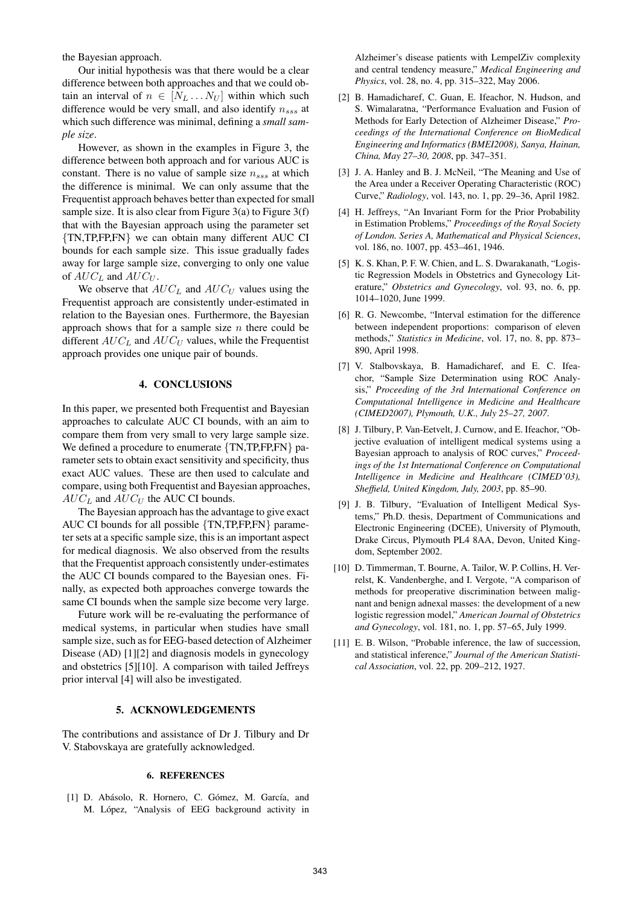the Bayesian approach.

Our initial hypothesis was that there would be a clear difference between both approaches and that we could obtain an interval of $n \in [N_L \dots N_U]$ within which such difference would be very small, and also identify $n_{sss}$ at which such difference was minimal, defining a *small sample size*.

However, as shown in the examples in Figure 3, the difference between both approach and for various AUC is constant. There is no value of sample size $n_{sss}$ at which the difference is minimal. We can only assume that the Frequentist approach behaves better than expected for small sample size. It is also clear from Figure 3(a) to Figure 3(f) that with the Bayesian approach using the parameter set {TN,TP,FP,FN} we can obtain many different AUC CI bounds for each sample size. This issue gradually fades away for large sample size, converging to only one value of $AUC_L$ and $AUC_U$.

We observe that $AUC_L$ and $AUC_U$ values using the Frequentist approach are consistently under-estimated in relation to the Bayesian ones. Furthermore, the Bayesian approach shows that for a sample size $n$ there could be different $AUC_L$ and $AUC_U$ values, while the Frequentist approach provides one unique pair of bounds.

## 4. CONCLUSIONS

In this paper, we presented both Frequentist and Bayesian approaches to calculate AUC CI bounds, with an aim to compare them from very small to very large sample size. We defined a procedure to enumerate {TN,TP,FP,FN} parameter sets to obtain exact sensitivity and specificity, thus exact AUC values. These are then used to calculate and compare, using both Frequentist and Bayesian approaches, $AUC_L$ and $AUC_U$ the AUC CI bounds.

The Bayesian approach has the advantage to give exact AUC CI bounds for all possible {TN,TP,FP,FN} parameter sets at a specific sample size, this is an important aspect for medical diagnosis. We also observed from the results that the Frequentist approach consistently under-estimates the AUC CI bounds compared to the Bayesian ones. Finally, as expected both approaches converge towards the same CI bounds when the sample size become very large.

Future work will be re-evaluating the performance of medical systems, in particular when studies have small sample size, such as for EEG-based detection of Alzheimer Disease (AD) [1][2] and diagnosis models in gynecology and obstetrics [5][10]. A comparison with tailed Jeffreys prior interval [4] will also be investigated.

## 5. ACKNOWLEDGEMENTS

The contributions and assistance of Dr J. Tilbury and Dr V. Stabovskaya are gratefully acknowledged.

## 6. REFERENCES

[1] D. Abásolo, R. Hornero, C. Gómez, M. García, and M. López, "Analysis of EEG background activity in Alzheimer's disease patients with LempelZiv complexity and central tendency measure," *Medical Engineering and Physics*, vol. 28, no. 4, pp. 315–322, May 2006.

[2] B. Hamadicharef, C. Guan, E. Ifeachor, N. Hudson, and S. Wimalaratna, "Performance Evaluation and Fusion of Methods for Early Detection of Alzheimer Disease," *Proceedings of the International Conference on BioMedical Engineering and Informatics (BMEI2008), Sanya, Hainan, China, May 27–30, 2008*, pp. 347–351.

[3] J. A. Hanley and B. J. McNeil, "The Meaning and Use of the Area under a Receiver Operating Characteristic (ROC) Curve," *Radiology*, vol. 143, no. 1, pp. 29–36, April 1982.

[4] H. Jeffreys, "An Invariant Form for the Prior Probability in Estimation Problems," *Proceedings of the Royal Society of London. Series A, Mathematical and Physical Sciences*, vol. 186, no. 1007, pp. 453–461, 1946.

[5] K. S. Khan, P. F. W. Chien, and L. S. Dwarakanath, "Logistic Regression Models in Obstetrics and Gynecology Literature," *Obstetrics and Gynecology*, vol. 93, no. 6, pp. 1014–1020, June 1999.

[6] R. G. Newcombe, "Interval estimation for the difference between independent proportions: comparison of eleven methods," *Statistics in Medicine*, vol. 17, no. 8, pp. 873–890, April 1998.

[7] V. Stalbovskaya, B. Hamadicharef, and E. C. Ifeachor, "Sample Size Determination using ROC Analysis," *Proceeding of the 3rd International Conference on Computational Intelligence in Medicine and Healthcare (CIMED2007), Plymouth, U.K., July 25–27, 2007*.

[8] J. Tilbury, P. Van-Eetvelt, J. Curnow, and E. Ifeachor, "Objective evaluation of intelligent medical systems using a Bayesian approach to analysis of ROC curves," *Proceedings of the 1st International Conference on Computational Intelligence in Medicine and Healthcare (CIMED'03), Sheffield, United Kingdom, July, 2003*, pp. 85–90.

[9] J. B. Tilbury, "Evaluation of Intelligent Medical Systems," Ph.D. thesis, Department of Communications and Electronic Engineering (DCEE), University of Plymouth, Drake Circus, Plymouth PL4 8AA, Devon, United Kingdom, September 2002.

[10] D. Timmerman, T. Bourne, A. Tailor, W. P. Collins, H. Verrelst, K. Vandenberghe, and I. Vergote, "A comparison of methods for preoperative discrimination between malignant and benign adnexal masses: the development of a new logistic regression model," *American Journal of Obstetrics and Gynecology*, vol. 181, no. 1, pp. 57–65, July 1999.

[11] E. B. Wilson, "Probable inference, the law of succession, and statistical inference," *Journal of the American Statistical Association*, vol. 22, pp. 209–212, 1927.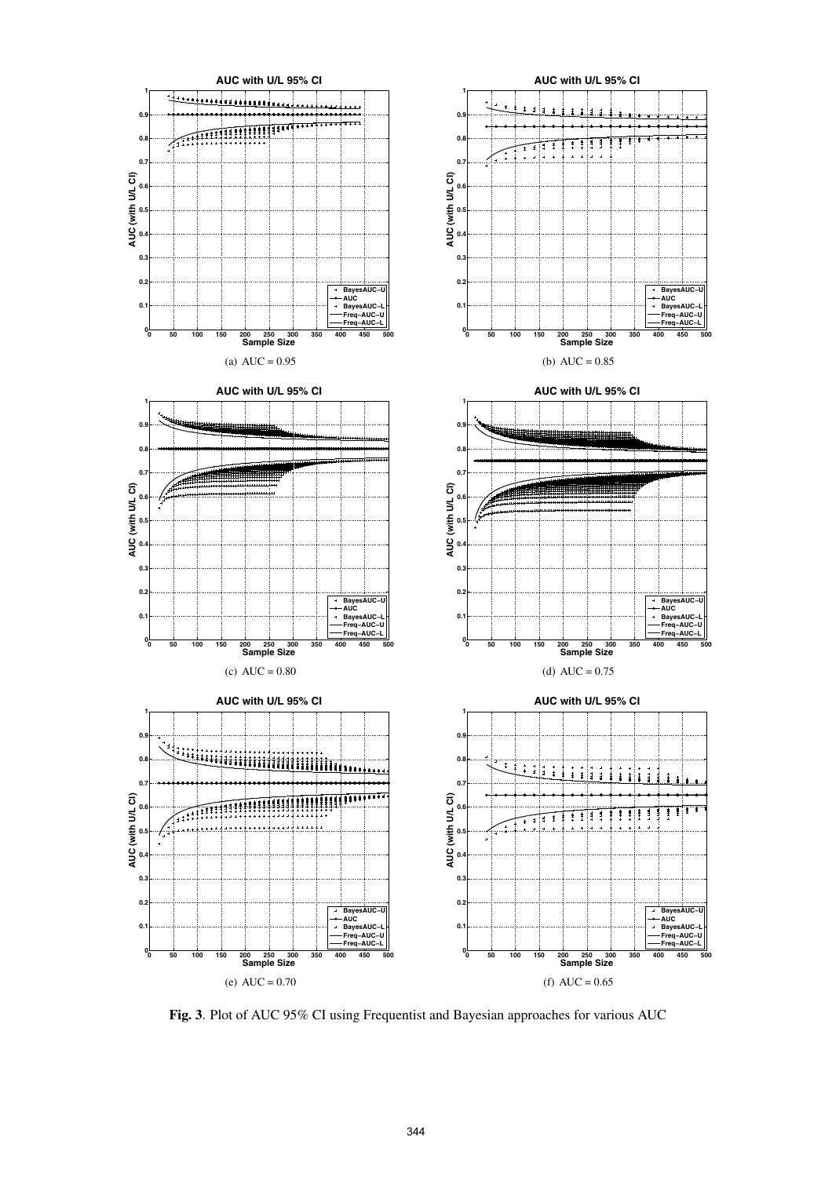AUC with U/L 95% CI

AUC (with U/L CI)

Sample Size

BayesAUC–U
AUC
BayesAUC–L
Freq–AUC–U
Freq–AUC–L

(a) AUC = 0.95

AUC with U/L 95% CI

AUC (with U/L CI)

Sample Size

BayesAUC–U
AUC
BayesAUC–L
Freq–AUC–U
Freq–AUC–L

(b) AUC = 0.85

AUC with U/L 95% CI

AUC (with U/L CI)

Sample Size

BayesAUC–U
AUC
BayesAUC–L
Freq–AUC–U
Freq–AUC–L

(c) AUC = 0.80

AUC with U/L 95% CI

AUC (with U/L CI)

Sample Size

BayesAUC–U
AUC
BayesAUC–L
Freq–AUC–U
Freq–AUC–L

(d) AUC = 0.75

AUC with U/L 95% CI

AUC (with U/L CI)

Sample Size

BayesAUC–U
AUC
BayesAUC–L
Freq–AUC–U
Freq–AUC–L

(e) AUC = 0.70

AUC with U/L 95% CI

AUC (with U/L CI)

Sample Size

BayesAUC–U
AUC
BayesAUC–L
Freq–AUC–U
Freq–AUC–L

(f) AUC = 0.65

**Fig. 3**. Plot of AUC 95% CI using Frequentist and Bayesian approaches for various AUC